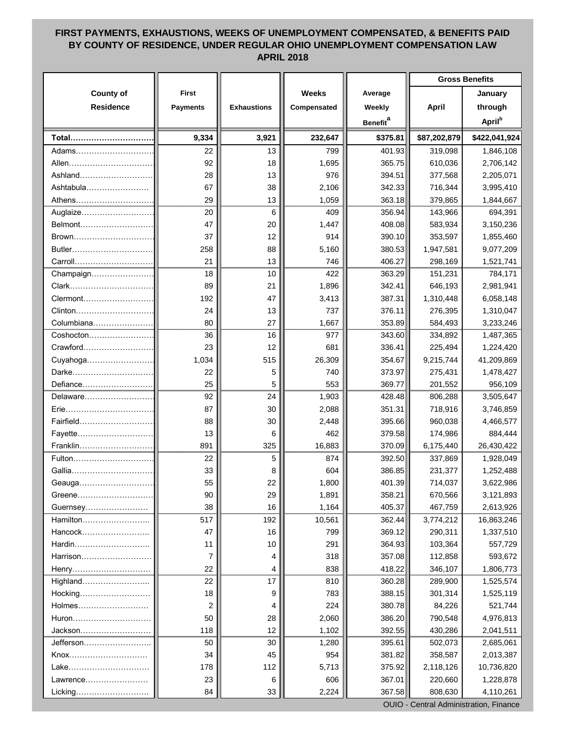# FIRST PAYMENTS, EXHAUSTIONS, WEEKS OF UNEMPLOYMENT COMPENSATED, & BENEFITS PAID BY COUNTY OF RESIDENCE, UNDER REGULAR OHIO UNEMPLOYMENT COMPENSATION LAW APRIL 2018

| County of Residence | First Payments | Exhaustions | Weeks Compensated | Average Weekly Benefit[a] | Gross Benefits April | Gross Benefits January through April[b] |
|---|---|---|---|---|---|---|
| **Total** | **9,334** | **3,921** | **232,647** | **$375.81** | **$87,202,879** | **$422,041,924** |
| Adams | 22 | 13 | 799 | 401.93 | 319,098 | 1,846,108 |
| Allen | 92 | 18 | 1,695 | 365.75 | 610,036 | 2,706,142 |
| Ashland | 28 | 13 | 976 | 394.51 | 377,568 | 2,205,071 |
| Ashtabula | 67 | 38 | 2,106 | 342.33 | 716,344 | 3,995,410 |
| Athens | 29 | 13 | 1,059 | 363.18 | 379,865 | 1,844,667 |
| Auglaize | 20 | 6 | 409 | 356.94 | 143,966 | 694,391 |
| Belmont | 47 | 20 | 1,447 | 408.08 | 583,934 | 3,150,236 |
| Brown | 37 | 12 | 914 | 390.10 | 353,597 | 1,855,460 |
| Butler | 258 | 88 | 5,160 | 380.53 | 1,947,581 | 9,077,209 |
| Carroll | 21 | 13 | 746 | 406.27 | 298,169 | 1,521,741 |
| Champaign | 18 | 10 | 422 | 363.29 | 151,231 | 784,171 |
| Clark | 89 | 21 | 1,896 | 342.41 | 646,193 | 2,981,941 |
| Clermont | 192 | 47 | 3,413 | 387.31 | 1,310,448 | 6,058,148 |
| Clinton | 24 | 13 | 737 | 376.11 | 276,395 | 1,310,047 |
| Columbiana | 80 | 27 | 1,667 | 353.89 | 584,493 | 3,233,246 |
| Coshocton | 36 | 16 | 977 | 343.60 | 334,892 | 1,487,365 |
| Crawford | 23 | 12 | 681 | 336.41 | 225,494 | 1,224,420 |
| Cuyahoga | 1,034 | 515 | 26,309 | 354.67 | 9,215,744 | 41,209,869 |
| Darke | 22 | 5 | 740 | 373.97 | 275,431 | 1,478,427 |
| Defiance | 25 | 5 | 553 | 369.77 | 201,552 | 956,109 |
| Delaware | 92 | 24 | 1,903 | 428.48 | 806,288 | 3,505,647 |
| Erie | 87 | 30 | 2,088 | 351.31 | 718,916 | 3,746,859 |
| Fairfield | 88 | 30 | 2,448 | 395.66 | 960,038 | 4,466,577 |
| Fayette | 13 | 6 | 462 | 379.58 | 174,986 | 884,444 |
| Franklin | 891 | 325 | 16,883 | 370.09 | 6,175,440 | 26,430,422 |
| Fulton | 22 | 5 | 874 | 392.50 | 337,869 | 1,928,049 |
| Gallia | 33 | 8 | 604 | 386.85 | 231,377 | 1,252,488 |
| Geauga | 55 | 22 | 1,800 | 401.39 | 714,037 | 3,622,986 |
| Greene | 90 | 29 | 1,891 | 358.21 | 670,566 | 3,121,893 |
| Guernsey | 38 | 16 | 1,164 | 405.37 | 467,759 | 2,613,926 |
| Hamilton | 517 | 192 | 10,561 | 362.44 | 3,774,212 | 16,863,246 |
| Hancock | 47 | 16 | 799 | 369.12 | 290,311 | 1,337,510 |
| Hardin | 11 | 10 | 291 | 364.93 | 103,364 | 557,729 |
| Harrison | 7 | 4 | 318 | 357.08 | 112,858 | 593,672 |
| Henry | 22 | 4 | 838 | 418.22 | 346,107 | 1,806,773 |
| Highland | 22 | 17 | 810 | 360.28 | 289,900 | 1,525,574 |
| Hocking | 18 | 9 | 783 | 388.15 | 301,314 | 1,525,119 |
| Holmes | 2 | 4 | 224 | 380.78 | 84,226 | 521,744 |
| Huron | 50 | 28 | 2,060 | 386.20 | 790,548 | 4,976,813 |
| Jackson | 118 | 12 | 1,102 | 392.55 | 430,286 | 2,041,511 |
| Jefferson | 50 | 30 | 1,280 | 395.61 | 502,073 | 2,685,061 |
| Knox | 34 | 45 | 954 | 381.82 | 358,587 | 2,013,387 |
| Lake | 178 | 112 | 5,713 | 375.92 | 2,118,126 | 10,736,820 |
| Lawrence | 23 | 6 | 606 | 367.01 | 220,660 | 1,228,878 |
| Licking | 84 | 33 | 2,224 | 367.58 | 808,630 | 4,110,261 |

OUIO - Central Administration, Finance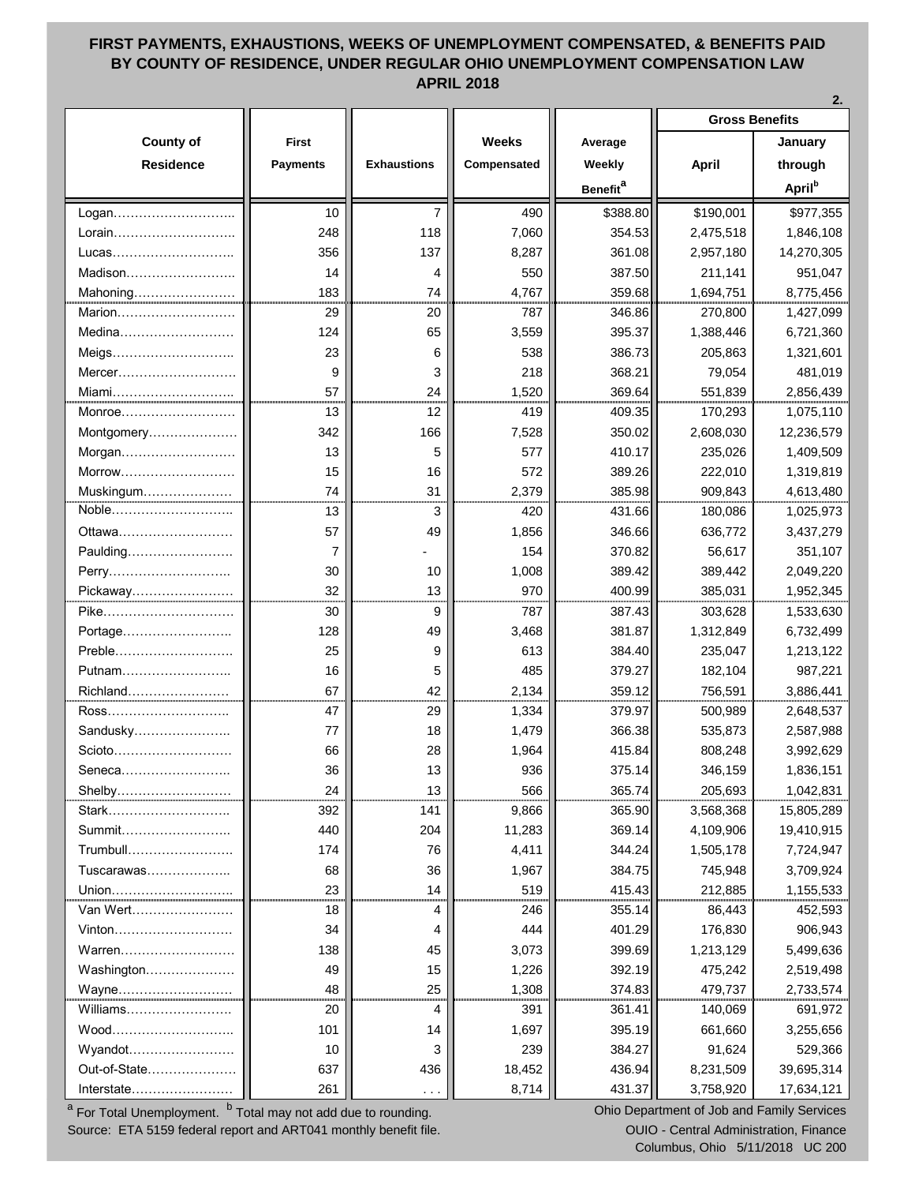# FIRST PAYMENTS, EXHAUSTIONS, WEEKS OF UNEMPLOYMENT COMPENSATED, & BENEFITS PAID BY COUNTY OF RESIDENCE, UNDER REGULAR OHIO UNEMPLOYMENT COMPENSATION LAW

## APRIL 2018

2.

| County of Residence | First Payments | Exhaustions | Weeks Compensated | Average Weekly Benefit[a] | Gross Benefits | |
|---|---|---|---|---|---|---|
| | | | | | April | January through April[b] |
| Logan | 10 | 7 | 490 | $388.80 | $190,001 | $977,355 |
| Lorain | 248 | 118 | 7,060 | 354.53 | 2,475,518 | 1,846,108 |
| Lucas | 356 | 137 | 8,287 | 361.08 | 2,957,180 | 14,270,305 |
| Madison | 14 | 4 | 550 | 387.50 | 211,141 | 951,047 |
| Mahoning | 183 | 74 | 4,767 | 359.68 | 1,694,751 | 8,775,456 |
| Marion | 29 | 20 | 787 | 346.86 | 270,800 | 1,427,099 |
| Medina | 124 | 65 | 3,559 | 395.37 | 1,388,446 | 6,721,360 |
| Meigs | 23 | 6 | 538 | 386.73 | 205,863 | 1,321,601 |
| Mercer | 9 | 3 | 218 | 368.21 | 79,054 | 481,019 |
| Miami | 57 | 24 | 1,520 | 369.64 | 551,839 | 2,856,439 |
| Monroe | 13 | 12 | 419 | 409.35 | 170,293 | 1,075,110 |
| Montgomery | 342 | 166 | 7,528 | 350.02 | 2,608,030 | 12,236,579 |
| Morgan | 13 | 5 | 577 | 410.17 | 235,026 | 1,409,509 |
| Morrow | 15 | 16 | 572 | 389.26 | 222,010 | 1,319,819 |
| Muskingum | 74 | 31 | 2,379 | 385.98 | 909,843 | 4,613,480 |
| Noble | 13 | 3 | 420 | 431.66 | 180,086 | 1,025,973 |
| Ottawa | 57 | 49 | 1,856 | 346.66 | 636,772 | 3,437,279 |
| Paulding | 7 | - | 154 | 370.82 | 56,617 | 351,107 |
| Perry | 30 | 10 | 1,008 | 389.42 | 389,442 | 2,049,220 |
| Pickaway | 32 | 13 | 970 | 400.99 | 385,031 | 1,952,345 |
| Pike | 30 | 9 | 787 | 387.43 | 303,628 | 1,533,630 |
| Portage | 128 | 49 | 3,468 | 381.87 | 1,312,849 | 6,732,499 |
| Preble | 25 | 9 | 613 | 384.40 | 235,047 | 1,213,122 |
| Putnam | 16 | 5 | 485 | 379.27 | 182,104 | 987,221 |
| Richland | 67 | 42 | 2,134 | 359.12 | 756,591 | 3,886,441 |
| Ross | 47 | 29 | 1,334 | 379.97 | 500,989 | 2,648,537 |
| Sandusky | 77 | 18 | 1,479 | 366.38 | 535,873 | 2,587,988 |
| Scioto | 66 | 28 | 1,964 | 415.84 | 808,248 | 3,992,629 |
| Seneca | 36 | 13 | 936 | 375.14 | 346,159 | 1,836,151 |
| Shelby | 24 | 13 | 566 | 365.74 | 205,693 | 1,042,831 |
| Stark | 392 | 141 | 9,866 | 365.90 | 3,568,368 | 15,805,289 |
| Summit | 440 | 204 | 11,283 | 369.14 | 4,109,906 | 19,410,915 |
| Trumbull | 174 | 76 | 4,411 | 344.24 | 1,505,178 | 7,724,947 |
| Tuscarawas | 68 | 36 | 1,967 | 384.75 | 745,948 | 3,709,924 |
| Union | 23 | 14 | 519 | 415.43 | 212,885 | 1,155,533 |
| Van Wert | 18 | 4 | 246 | 355.14 | 86,443 | 452,593 |
| Vinton | 34 | 4 | 444 | 401.29 | 176,830 | 906,943 |
| Warren | 138 | 45 | 3,073 | 399.69 | 1,213,129 | 5,499,636 |
| Washington | 49 | 15 | 1,226 | 392.19 | 475,242 | 2,519,498 |
| Wayne | 48 | 25 | 1,308 | 374.83 | 479,737 | 2,733,574 |
| Williams | 20 | 4 | 391 | 361.41 | 140,069 | 691,972 |
| Wood | 101 | 14 | 1,697 | 395.19 | 661,660 | 3,255,656 |
| Wyandot | 10 | 3 | 239 | 384.27 | 91,624 | 529,366 |
| Out-of-State | 637 | 436 | 18,452 | 436.94 | 8,231,509 | 39,695,314 |
| Interstate | 261 | . . . | 8,714 | 431.37 | 3,758,920 | 17,634,121 |

[a] For Total Unemployment. [b] Total may not add due to rounding.

Source: ETA 5159 federal report and ART041 monthly benefit file.

Ohio Department of Job and Family Services
OUIO - Central Administration, Finance
Columbus, Ohio 5/11/2018 UC 200